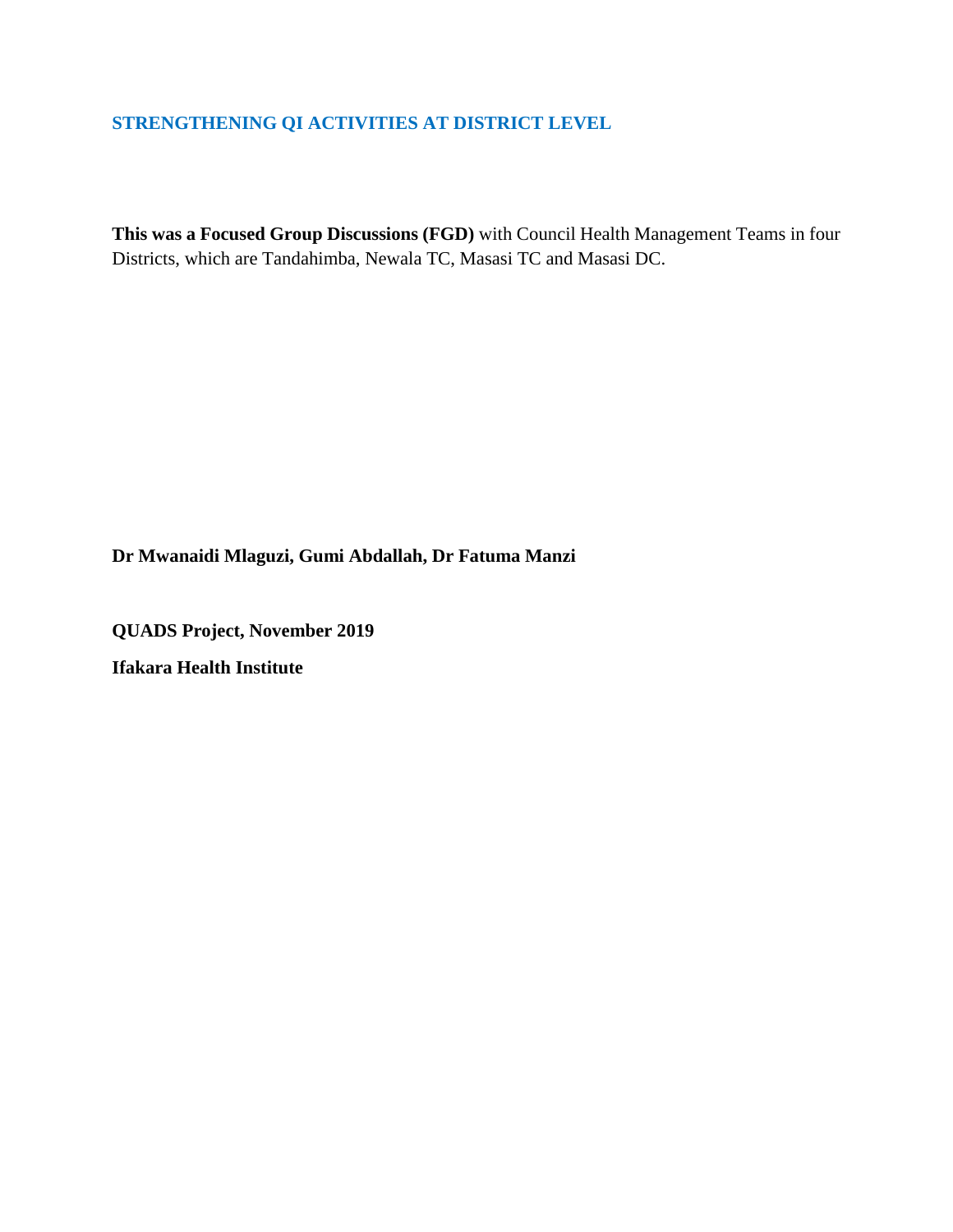# STRENGTHENING QI ACTIVITIES AT DISTRICT LEVEL

**This was a Focused Group Discussions (FGD)** with Council Health Management Teams in four Districts, which are Tandahimba, Newala TC, Masasi TC and Masasi DC.

**Dr Mwanaidi Mlaguzi, Gumi Abdallah, Dr Fatuma Manzi**

**QUADS Project, November 2019**

**Ifakara Health Institute**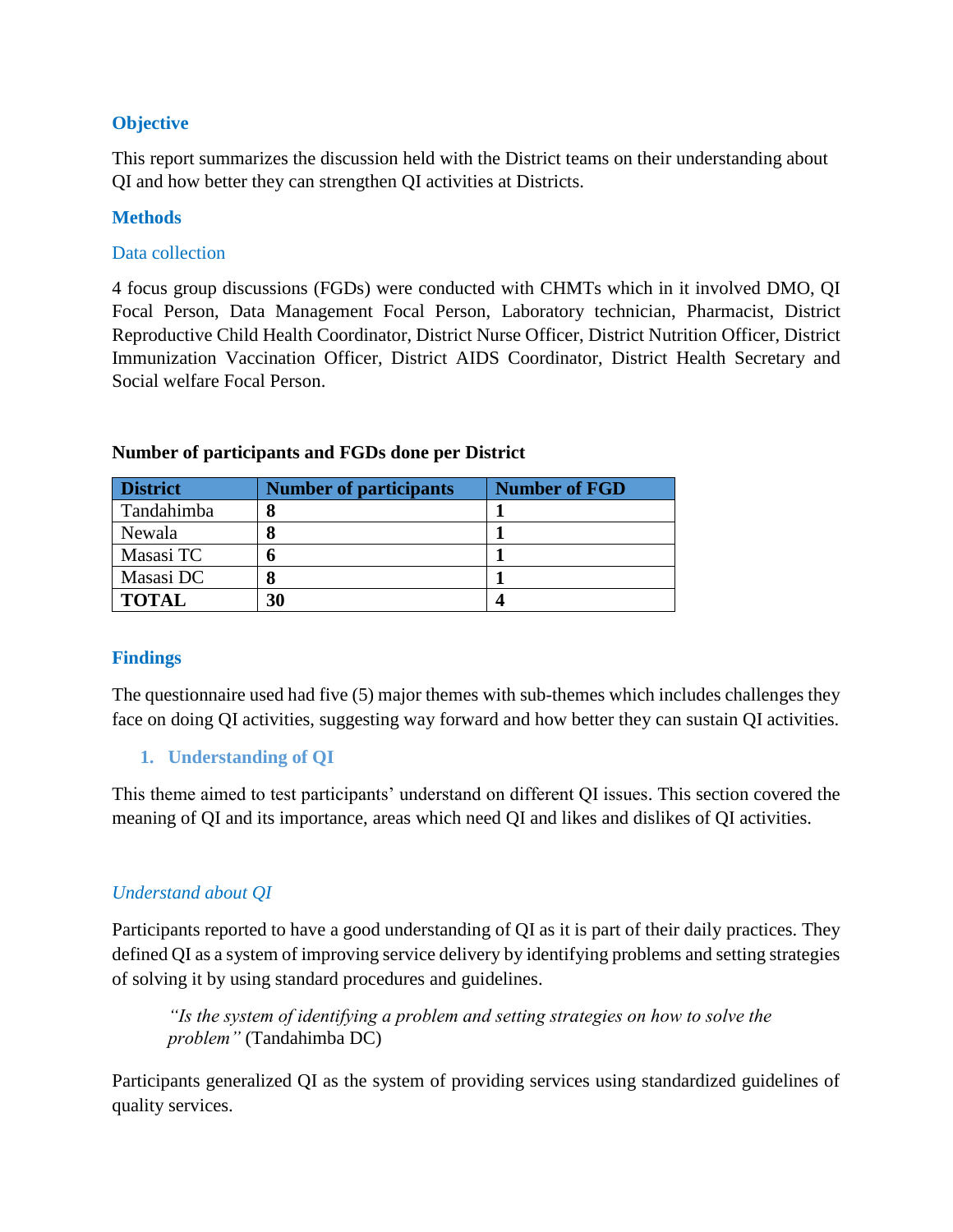## Objective

This report summarizes the discussion held with the District teams on their understanding about QI and how better they can strengthen QI activities at Districts.

## Methods

### Data collection

4 focus group discussions (FGDs) were conducted with CHMTs which in it involved DMO, QI Focal Person, Data Management Focal Person, Laboratory technician, Pharmacist, District Reproductive Child Health Coordinator, District Nurse Officer, District Nutrition Officer, District Immunization Vaccination Officer, District AIDS Coordinator, District Health Secretary and Social welfare Focal Person.

**Number of participants and FGDs done per District**

| District | Number of participants | Number of FGD |
|---|---|---|
| Tandahimba | **8** | **1** |
| Newala | **8** | **1** |
| Masasi TC | **6** | **1** |
| Masasi DC | **8** | **1** |
| **TOTAL** | **30** | **4** |

## Findings

The questionnaire used had five (5) major themes with sub-themes which includes challenges they face on doing QI activities, suggesting way forward and how better they can sustain QI activities.

### 1. Understanding of QI

This theme aimed to test participants' understand on different QI issues. This section covered the meaning of QI and its importance, areas which need QI and likes and dislikes of QI activities.

#### *Understand about QI*

Participants reported to have a good understanding of QI as it is part of their daily practices. They defined QI as a system of improving service delivery by identifying problems and setting strategies of solving it by using standard procedures and guidelines.

> *"Is the system of identifying a problem and setting strategies on how to solve the problem"* (Tandahimba DC)

Participants generalized QI as the system of providing services using standardized guidelines of quality services.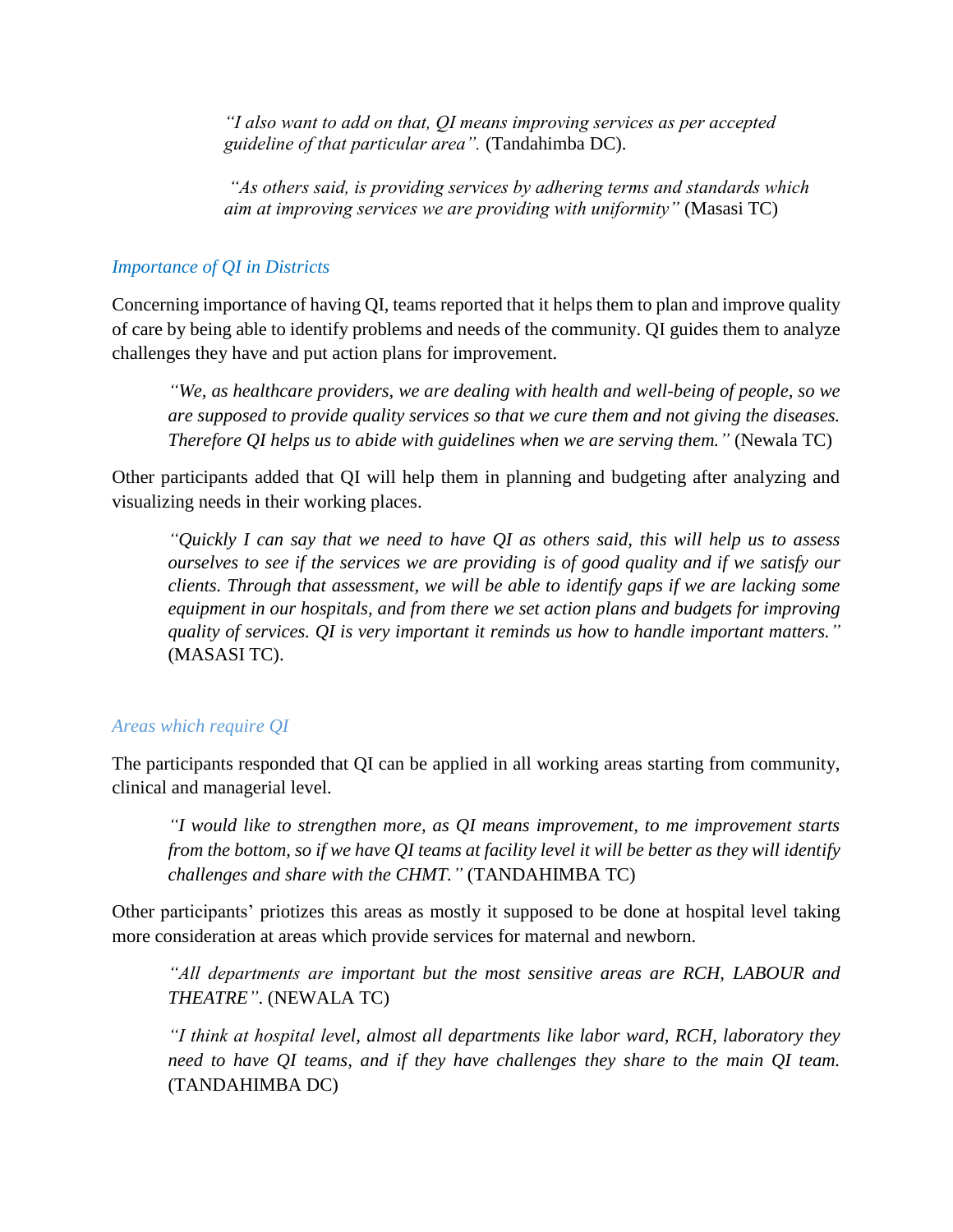*"I also want to add on that, QI means improving services as per accepted guideline of that particular area".* (Tandahimba DC).

*"As others said, is providing services by adhering terms and standards which aim at improving services we are providing with uniformity"* (Masasi TC)

### *Importance of QI in Districts*

Concerning importance of having QI, teams reported that it helps them to plan and improve quality of care by being able to identify problems and needs of the community. QI guides them to analyze challenges they have and put action plans for improvement.

> *"We, as healthcare providers, we are dealing with health and well-being of people, so we are supposed to provide quality services so that we cure them and not giving the diseases. Therefore QI helps us to abide with guidelines when we are serving them."* (Newala TC)

Other participants added that QI will help them in planning and budgeting after analyzing and visualizing needs in their working places.

> *"Quickly I can say that we need to have QI as others said, this will help us to assess ourselves to see if the services we are providing is of good quality and if we satisfy our clients. Through that assessment, we will be able to identify gaps if we are lacking some equipment in our hospitals, and from there we set action plans and budgets for improving quality of services. QI is very important it reminds us how to handle important matters."* (MASASI TC).

### *Areas which require QI*

The participants responded that QI can be applied in all working areas starting from community, clinical and managerial level.

> *"I would like to strengthen more, as QI means improvement, to me improvement starts from the bottom, so if we have QI teams at facility level it will be better as they will identify challenges and share with the CHMT."* (TANDAHIMBA TC)

Other participants' priotizes this areas as mostly it supposed to be done at hospital level taking more consideration at areas which provide services for maternal and newborn.

> *"All departments are important but the most sensitive areas are RCH, LABOUR and THEATRE".* (NEWALA TC)

> *"I think at hospital level, almost all departments like labor ward, RCH, laboratory they need to have QI teams, and if they have challenges they share to the main QI team.* (TANDAHIMBA DC)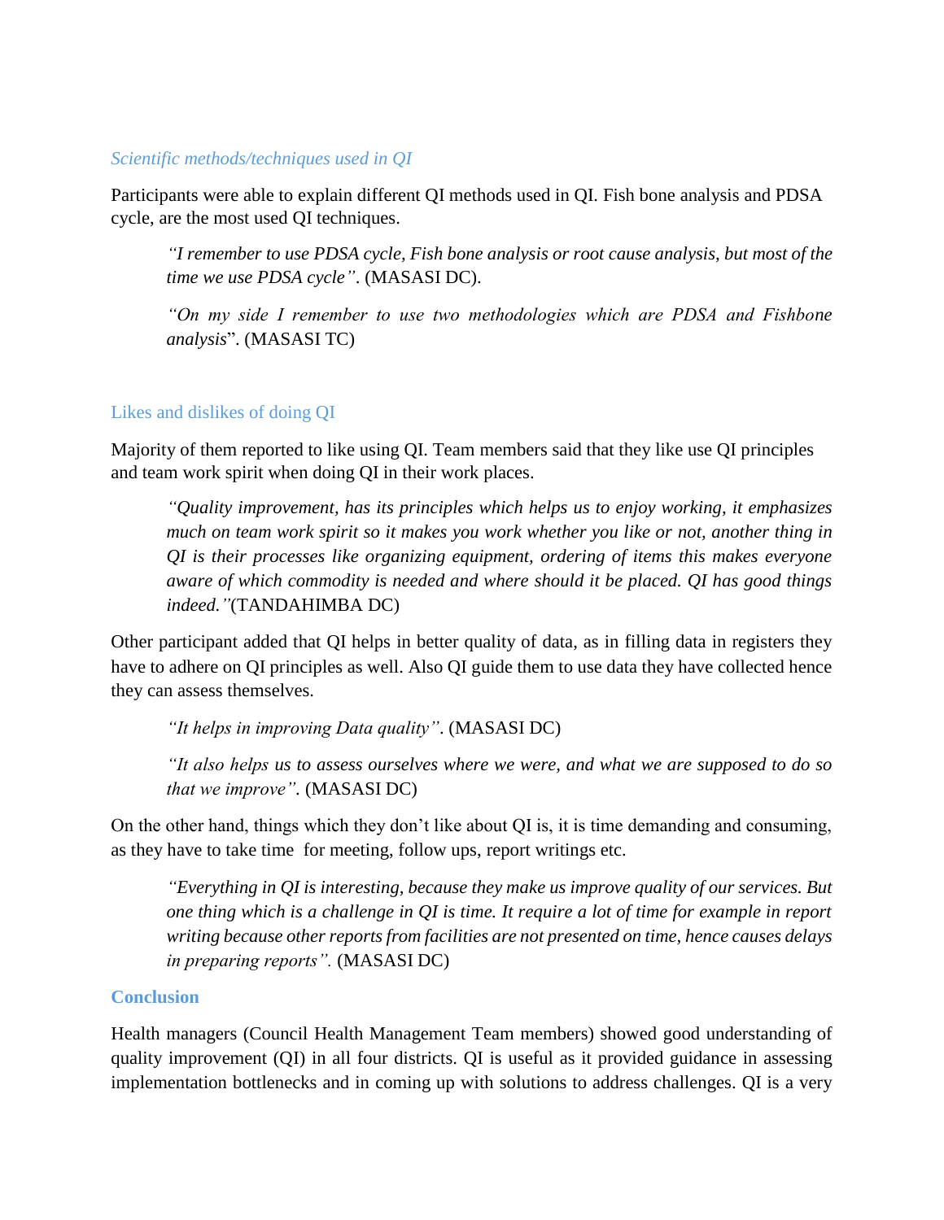### *Scientific methods/techniques used in QI*

Participants were able to explain different QI methods used in QI. Fish bone analysis and PDSA cycle, are the most used QI techniques.

> *"I remember to use PDSA cycle, Fish bone analysis or root cause analysis, but most of the time we use PDSA cycle"*. (MASASI DC).
>
> *"On my side I remember to use two methodologies which are PDSA and Fishbone analysis*". (MASASI TC)

### Likes and dislikes of doing QI

Majority of them reported to like using QI. Team members said that they like use QI principles and team work spirit when doing QI in their work places.

> *"Quality improvement, has its principles which helps us to enjoy working, it emphasizes much on team work spirit so it makes you work whether you like or not, another thing in QI is their processes like organizing equipment, ordering of items this makes everyone aware of which commodity is needed and where should it be placed. QI has good things indeed."*(TANDAHIMBA DC)

Other participant added that QI helps in better quality of data, as in filling data in registers they have to adhere on QI principles as well. Also QI guide them to use data they have collected hence they can assess themselves.

> *"It helps in improving Data quality"*. (MASASI DC)
>
> *"It also helps us to assess ourselves where we were, and what we are supposed to do so that we improve"*. (MASASI DC)

On the other hand, things which they don't like about QI is, it is time demanding and consuming, as they have to take time for meeting, follow ups, report writings etc.

> *"Everything in QI is interesting, because they make us improve quality of our services. But one thing which is a challenge in QI is time. It require a lot of time for example in report writing because other reports from facilities are not presented on time, hence causes delays in preparing reports".* (MASASI DC)

### **Conclusion**

Health managers (Council Health Management Team members) showed good understanding of quality improvement (QI) in all four districts. QI is useful as it provided guidance in assessing implementation bottlenecks and in coming up with solutions to address challenges. QI is a very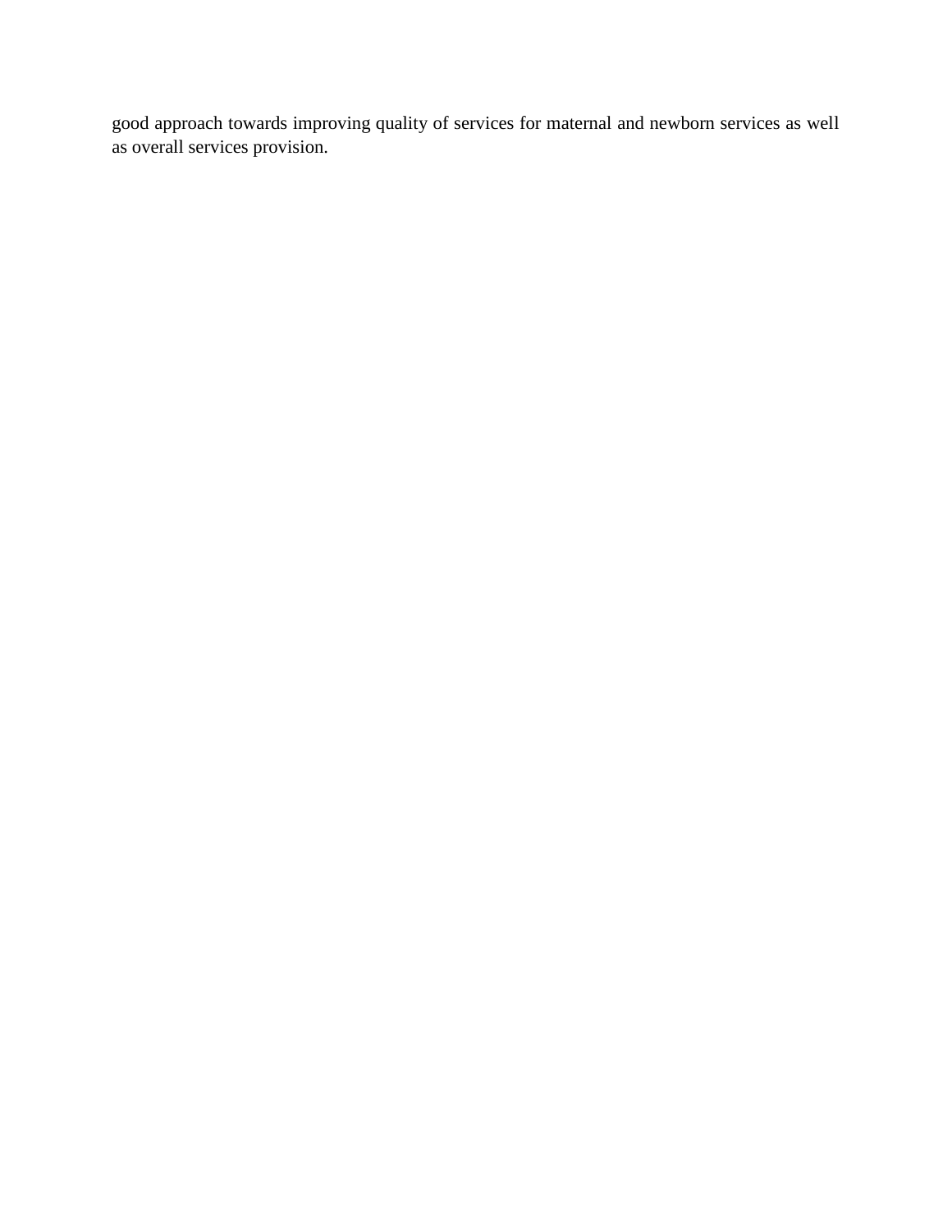good approach towards improving quality of services for maternal and newborn services as well as overall services provision.